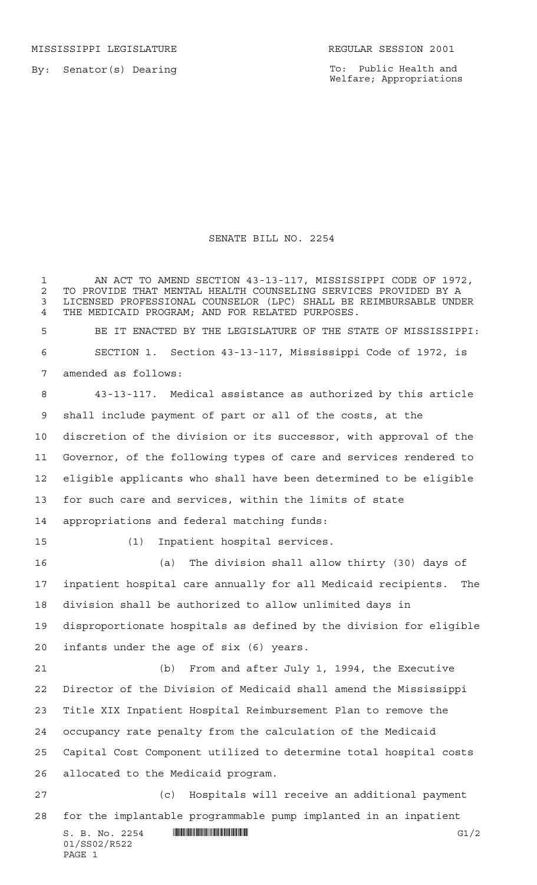MISSISSIPPI LEGISLATURE REGULAR SESSION 2001

By: Senator(s) Dearing

To: Public Health and Welfare; Appropriations

# SENATE BILL NO. 2254

AN ACT TO AMEND SECTION 43-13-117, MISSISSIPPI CODE OF 1972, TO PROVIDE THAT MENTAL HEALTH COUNSELING SERVICES PROVIDED BY A LICENSED PROFESSIONAL COUNSELOR (LPC) SHALL BE REIMBURSABLE UNDER THE MEDICAID PROGRAM; AND FOR RELATED PURPOSES.

BE IT ENACTED BY THE LEGISLATURE OF THE STATE OF MISSISSIPPI:

SECTION 1. Section 43-13-117, Mississippi Code of 1972, is amended as follows:

43-13-117. Medical assistance as authorized by this article shall include payment of part or all of the costs, at the discretion of the division or its successor, with approval of the Governor, of the following types of care and services rendered to eligible applicants who shall have been determined to be eligible for such care and services, within the limits of state appropriations and federal matching funds:

(1) Inpatient hospital services.

(a) The division shall allow thirty (30) days of inpatient hospital care annually for all Medicaid recipients. The division shall be authorized to allow unlimited days in disproportionate hospitals as defined by the division for eligible infants under the age of six (6) years.

(b) From and after July 1, 1994, the Executive Director of the Division of Medicaid shall amend the Mississippi Title XIX Inpatient Hospital Reimbursement Plan to remove the occupancy rate penalty from the calculation of the Medicaid Capital Cost Component utilized to determine total hospital costs allocated to the Medicaid program.

(c) Hospitals will receive an additional payment for the implantable programmable pump implanted in an inpatient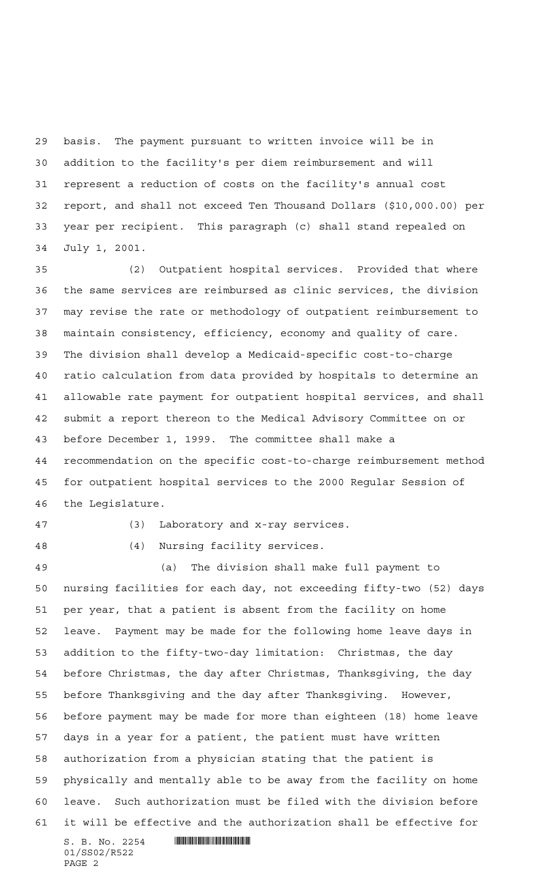basis. The payment pursuant to written invoice will be in addition to the facility's per diem reimbursement and will represent a reduction of costs on the facility's annual cost report, and shall not exceed Ten Thousand Dollars ($10,000.00) per year per recipient. This paragraph (c) shall stand repealed on July 1, 2001.

(2) Outpatient hospital services. Provided that where the same services are reimbursed as clinic services, the division may revise the rate or methodology of outpatient reimbursement to maintain consistency, efficiency, economy and quality of care. The division shall develop a Medicaid-specific cost-to-charge ratio calculation from data provided by hospitals to determine an allowable rate payment for outpatient hospital services, and shall submit a report thereon to the Medical Advisory Committee on or before December 1, 1999. The committee shall make a recommendation on the specific cost-to-charge reimbursement method for outpatient hospital services to the 2000 Regular Session of the Legislature.

(3) Laboratory and x-ray services.

(4) Nursing facility services.

(a) The division shall make full payment to nursing facilities for each day, not exceeding fifty-two (52) days per year, that a patient is absent from the facility on home leave. Payment may be made for the following home leave days in addition to the fifty-two-day limitation: Christmas, the day before Christmas, the day after Christmas, Thanksgiving, the day before Thanksgiving and the day after Thanksgiving. However, before payment may be made for more than eighteen (18) home leave days in a year for a patient, the patient must have written authorization from a physician stating that the patient is physically and mentally able to be away from the facility on home leave. Such authorization must be filed with the division before it will be effective and the authorization shall be effective for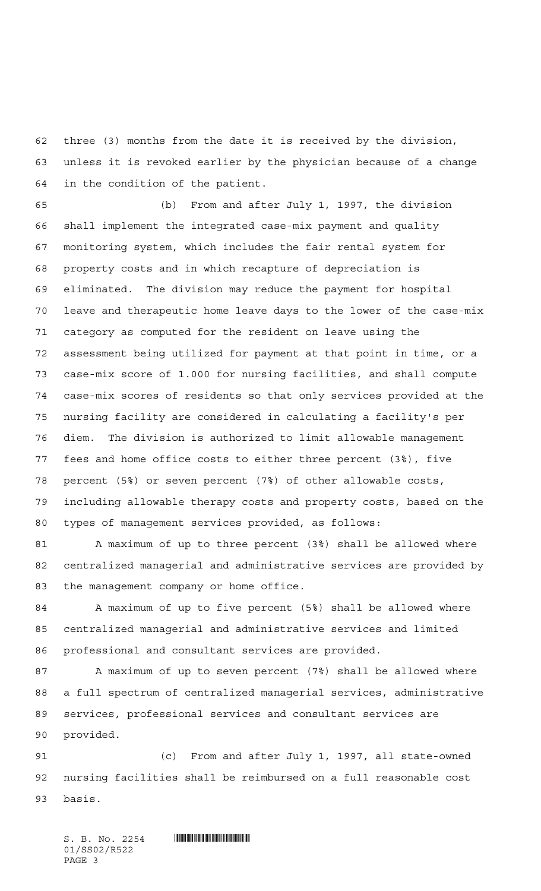three (3) months from the date it is received by the division, unless it is revoked earlier by the physician because of a change in the condition of the patient.

(b) From and after July 1, 1997, the division shall implement the integrated case-mix payment and quality monitoring system, which includes the fair rental system for property costs and in which recapture of depreciation is eliminated. The division may reduce the payment for hospital leave and therapeutic home leave days to the lower of the case-mix category as computed for the resident on leave using the assessment being utilized for payment at that point in time, or a case-mix score of 1.000 for nursing facilities, and shall compute case-mix scores of residents so that only services provided at the nursing facility are considered in calculating a facility's per diem. The division is authorized to limit allowable management fees and home office costs to either three percent (3%), five percent (5%) or seven percent (7%) of other allowable costs, including allowable therapy costs and property costs, based on the types of management services provided, as follows:

A maximum of up to three percent (3%) shall be allowed where centralized managerial and administrative services are provided by the management company or home office.

A maximum of up to five percent (5%) shall be allowed where centralized managerial and administrative services and limited professional and consultant services are provided.

A maximum of up to seven percent (7%) shall be allowed where a full spectrum of centralized managerial services, administrative services, professional services and consultant services are provided.

(c) From and after July 1, 1997, all state-owned nursing facilities shall be reimbursed on a full reasonable cost basis.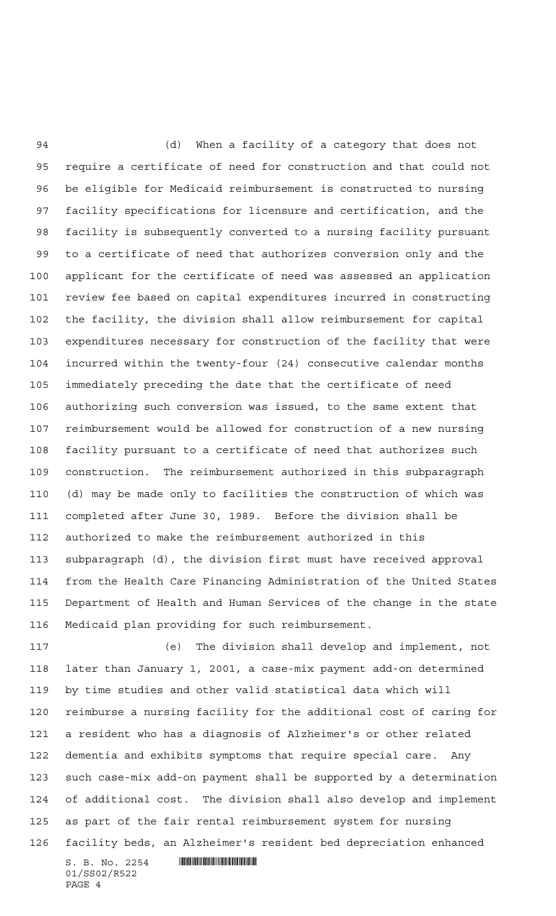(d) When a facility of a category that does not require a certificate of need for construction and that could not be eligible for Medicaid reimbursement is constructed to nursing facility specifications for licensure and certification, and the facility is subsequently converted to a nursing facility pursuant to a certificate of need that authorizes conversion only and the applicant for the certificate of need was assessed an application review fee based on capital expenditures incurred in constructing the facility, the division shall allow reimbursement for capital expenditures necessary for construction of the facility that were incurred within the twenty-four (24) consecutive calendar months immediately preceding the date that the certificate of need authorizing such conversion was issued, to the same extent that reimbursement would be allowed for construction of a new nursing facility pursuant to a certificate of need that authorizes such construction. The reimbursement authorized in this subparagraph (d) may be made only to facilities the construction of which was completed after June 30, 1989. Before the division shall be authorized to make the reimbursement authorized in this subparagraph (d), the division first must have received approval from the Health Care Financing Administration of the United States Department of Health and Human Services of the change in the state Medicaid plan providing for such reimbursement.

(e) The division shall develop and implement, not later than January 1, 2001, a case-mix payment add-on determined by time studies and other valid statistical data which will reimburse a nursing facility for the additional cost of caring for a resident who has a diagnosis of Alzheimer's or other related dementia and exhibits symptoms that require special care. Any such case-mix add-on payment shall be supported by a determination of additional cost. The division shall also develop and implement as part of the fair rental reimbursement system for nursing facility beds, an Alzheimer's resident bed depreciation enhanced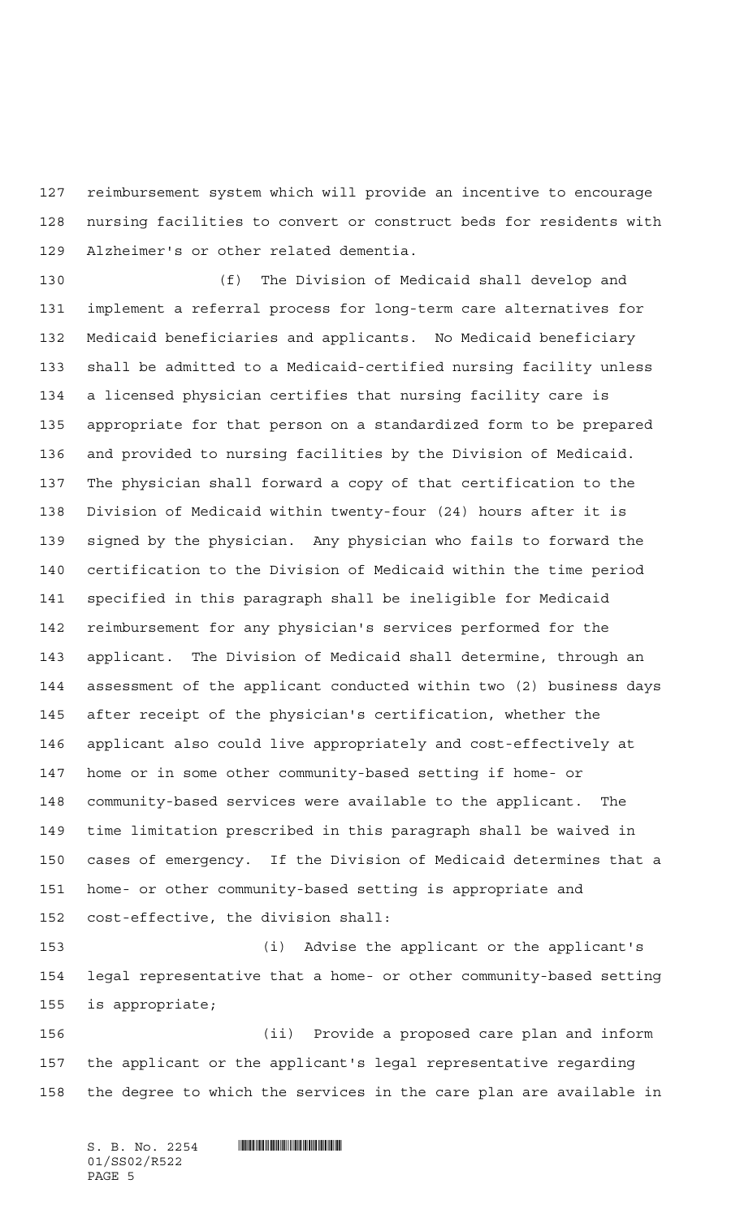reimbursement system which will provide an incentive to encourage nursing facilities to convert or construct beds for residents with Alzheimer's or other related dementia.

(f) The Division of Medicaid shall develop and implement a referral process for long-term care alternatives for Medicaid beneficiaries and applicants. No Medicaid beneficiary shall be admitted to a Medicaid-certified nursing facility unless a licensed physician certifies that nursing facility care is appropriate for that person on a standardized form to be prepared and provided to nursing facilities by the Division of Medicaid. The physician shall forward a copy of that certification to the Division of Medicaid within twenty-four (24) hours after it is signed by the physician. Any physician who fails to forward the certification to the Division of Medicaid within the time period specified in this paragraph shall be ineligible for Medicaid reimbursement for any physician's services performed for the applicant. The Division of Medicaid shall determine, through an assessment of the applicant conducted within two (2) business days after receipt of the physician's certification, whether the applicant also could live appropriately and cost-effectively at home or in some other community-based setting if home- or community-based services were available to the applicant. The time limitation prescribed in this paragraph shall be waived in cases of emergency. If the Division of Medicaid determines that a home- or other community-based setting is appropriate and cost-effective, the division shall:

(i) Advise the applicant or the applicant's legal representative that a home- or other community-based setting is appropriate;

(ii) Provide a proposed care plan and inform the applicant or the applicant's legal representative regarding the degree to which the services in the care plan are available in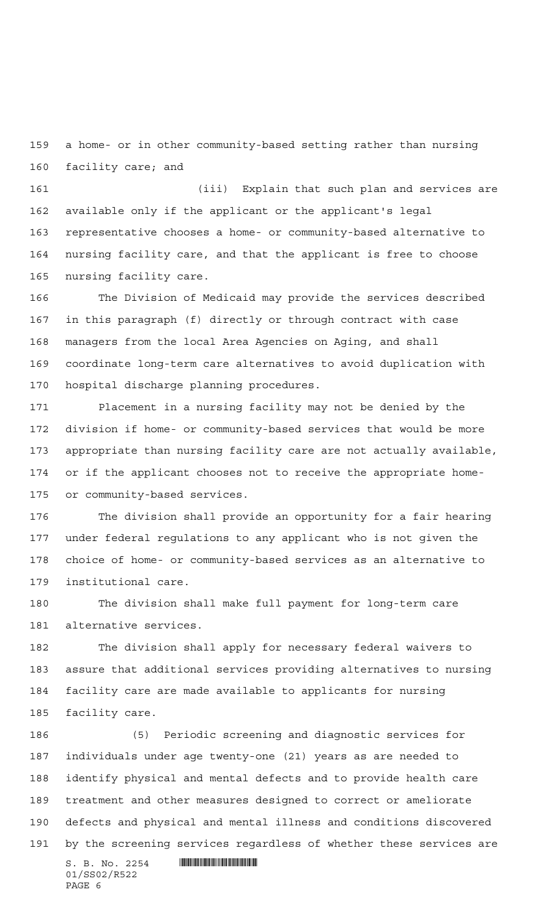a home- or in other community-based setting rather than nursing facility care; and

(iii) Explain that such plan and services are available only if the applicant or the applicant's legal representative chooses a home- or community-based alternative to nursing facility care, and that the applicant is free to choose nursing facility care.

The Division of Medicaid may provide the services described in this paragraph (f) directly or through contract with case managers from the local Area Agencies on Aging, and shall coordinate long-term care alternatives to avoid duplication with hospital discharge planning procedures.

Placement in a nursing facility may not be denied by the division if home- or community-based services that would be more appropriate than nursing facility care are not actually available, or if the applicant chooses not to receive the appropriate home- or community-based services.

The division shall provide an opportunity for a fair hearing under federal regulations to any applicant who is not given the choice of home- or community-based services as an alternative to institutional care.

The division shall make full payment for long-term care alternative services.

The division shall apply for necessary federal waivers to assure that additional services providing alternatives to nursing facility care are made available to applicants for nursing facility care.

(5) Periodic screening and diagnostic services for individuals under age twenty-one (21) years as are needed to identify physical and mental defects and to provide health care treatment and other measures designed to correct or ameliorate defects and physical and mental illness and conditions discovered by the screening services regardless of whether these services are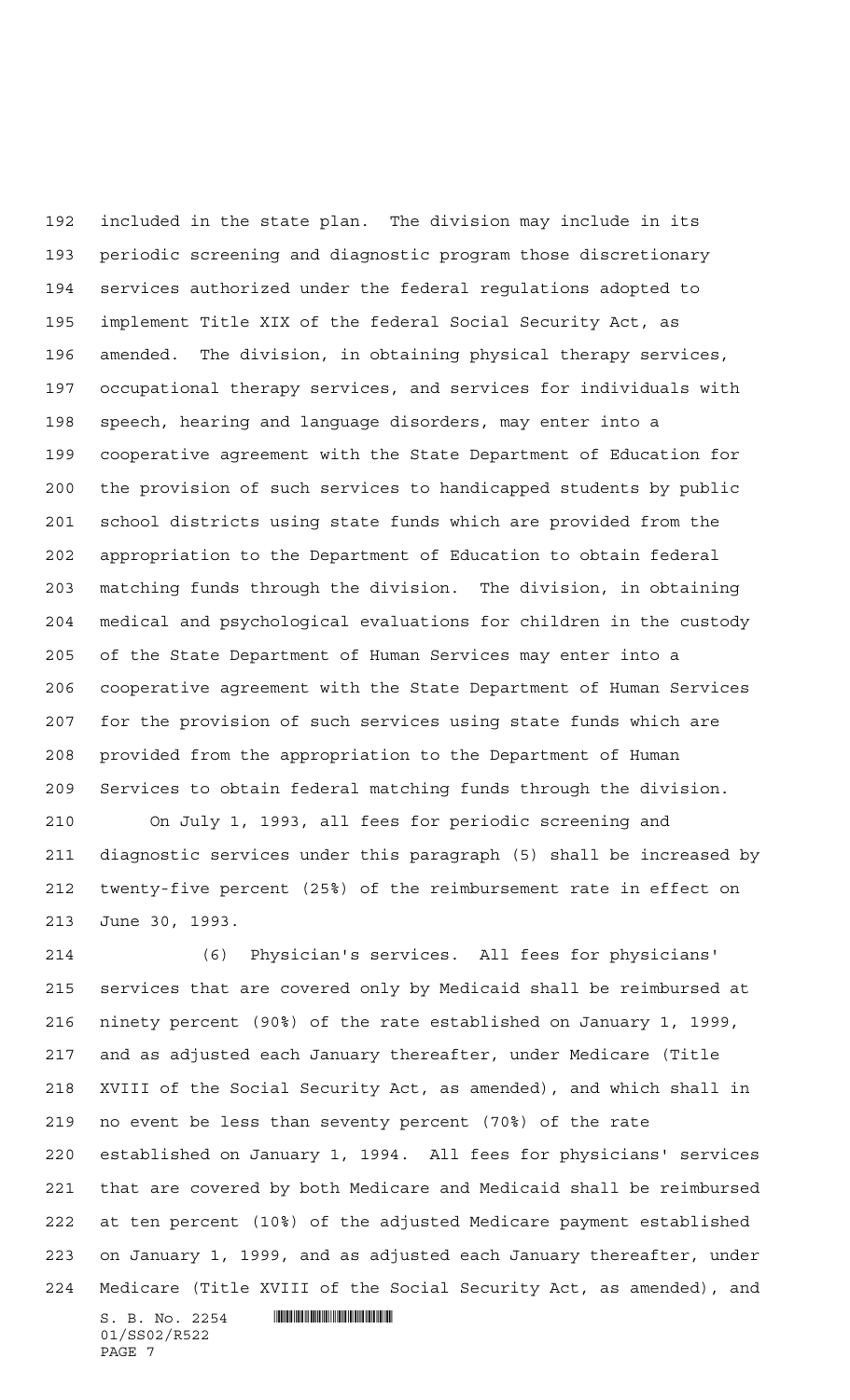included in the state plan. The division may include in its periodic screening and diagnostic program those discretionary services authorized under the federal regulations adopted to implement Title XIX of the federal Social Security Act, as amended. The division, in obtaining physical therapy services, occupational therapy services, and services for individuals with speech, hearing and language disorders, may enter into a cooperative agreement with the State Department of Education for the provision of such services to handicapped students by public school districts using state funds which are provided from the appropriation to the Department of Education to obtain federal matching funds through the division. The division, in obtaining medical and psychological evaluations for children in the custody of the State Department of Human Services may enter into a cooperative agreement with the State Department of Human Services for the provision of such services using state funds which are provided from the appropriation to the Department of Human Services to obtain federal matching funds through the division.

On July 1, 1993, all fees for periodic screening and diagnostic services under this paragraph (5) shall be increased by twenty-five percent (25%) of the reimbursement rate in effect on June 30, 1993.

(6) Physician's services. All fees for physicians' services that are covered only by Medicaid shall be reimbursed at ninety percent (90%) of the rate established on January 1, 1999, and as adjusted each January thereafter, under Medicare (Title XVIII of the Social Security Act, as amended), and which shall in no event be less than seventy percent (70%) of the rate established on January 1, 1994. All fees for physicians' services that are covered by both Medicare and Medicaid shall be reimbursed at ten percent (10%) of the adjusted Medicare payment established on January 1, 1999, and as adjusted each January thereafter, under Medicare (Title XVIII of the Social Security Act, as amended), and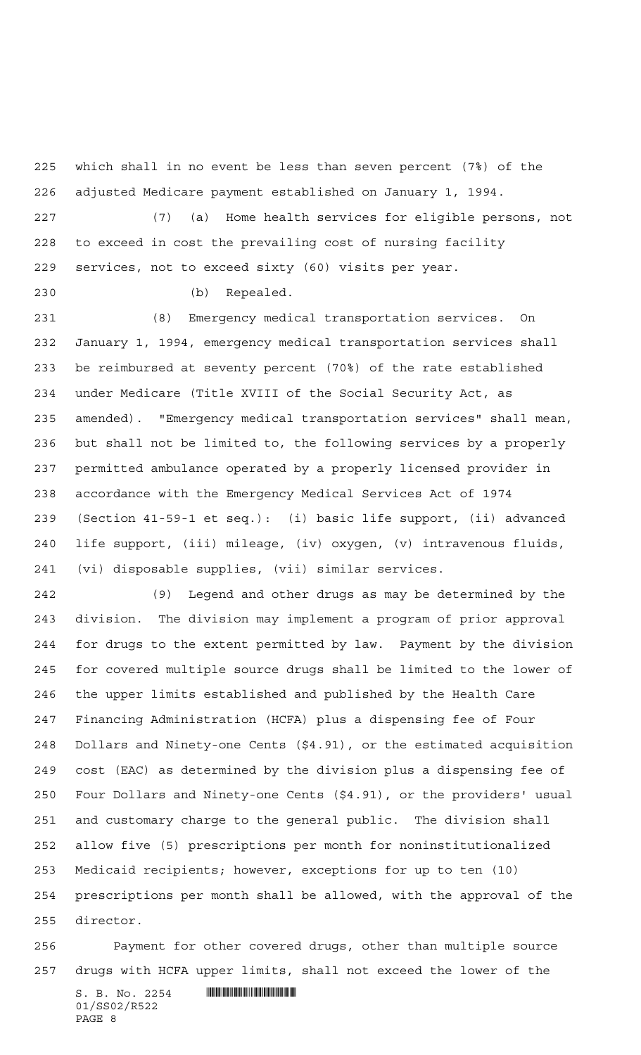which shall in no event be less than seven percent (7%) of the adjusted Medicare payment established on January 1, 1994.

(7) (a) Home health services for eligible persons, not to exceed in cost the prevailing cost of nursing facility services, not to exceed sixty (60) visits per year.

(b) Repealed.

(8) Emergency medical transportation services. On January 1, 1994, emergency medical transportation services shall be reimbursed at seventy percent (70%) of the rate established under Medicare (Title XVIII of the Social Security Act, as amended). "Emergency medical transportation services" shall mean, but shall not be limited to, the following services by a properly permitted ambulance operated by a properly licensed provider in accordance with the Emergency Medical Services Act of 1974 (Section 41-59-1 et seq.): (i) basic life support, (ii) advanced life support, (iii) mileage, (iv) oxygen, (v) intravenous fluids, (vi) disposable supplies, (vii) similar services.

(9) Legend and other drugs as may be determined by the division. The division may implement a program of prior approval for drugs to the extent permitted by law. Payment by the division for covered multiple source drugs shall be limited to the lower of the upper limits established and published by the Health Care Financing Administration (HCFA) plus a dispensing fee of Four Dollars and Ninety-one Cents ($4.91), or the estimated acquisition cost (EAC) as determined by the division plus a dispensing fee of Four Dollars and Ninety-one Cents ($4.91), or the providers' usual and customary charge to the general public. The division shall allow five (5) prescriptions per month for noninstitutionalized Medicaid recipients; however, exceptions for up to ten (10) prescriptions per month shall be allowed, with the approval of the director.

Payment for other covered drugs, other than multiple source drugs with HCFA upper limits, shall not exceed the lower of the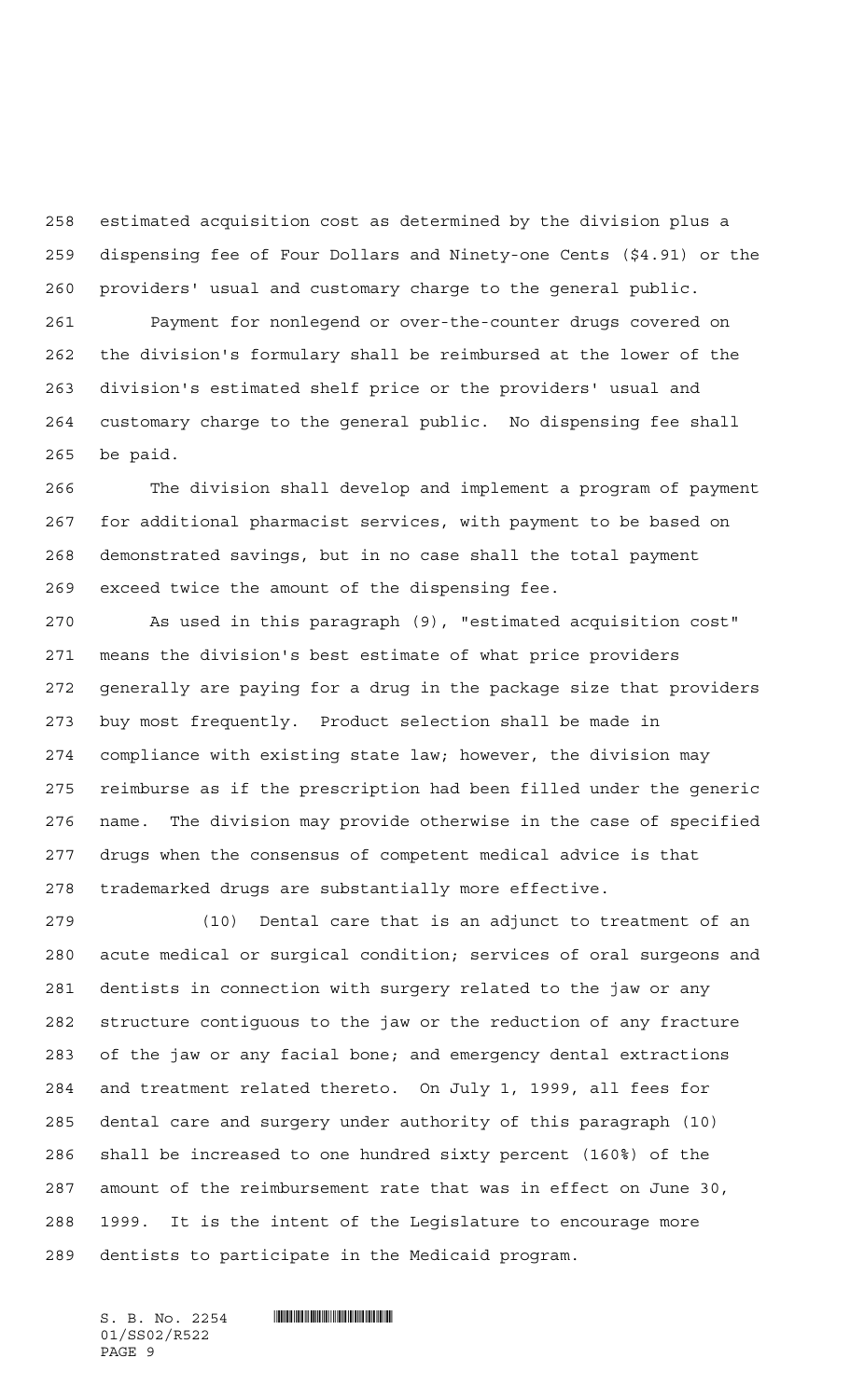estimated acquisition cost as determined by the division plus a dispensing fee of Four Dollars and Ninety-one Cents ($4.91) or the providers' usual and customary charge to the general public.

Payment for nonlegend or over-the-counter drugs covered on the division's formulary shall be reimbursed at the lower of the division's estimated shelf price or the providers' usual and customary charge to the general public. No dispensing fee shall be paid.

The division shall develop and implement a program of payment for additional pharmacist services, with payment to be based on demonstrated savings, but in no case shall the total payment exceed twice the amount of the dispensing fee.

As used in this paragraph (9), "estimated acquisition cost" means the division's best estimate of what price providers generally are paying for a drug in the package size that providers buy most frequently. Product selection shall be made in compliance with existing state law; however, the division may reimburse as if the prescription had been filled under the generic name. The division may provide otherwise in the case of specified drugs when the consensus of competent medical advice is that trademarked drugs are substantially more effective.

(10) Dental care that is an adjunct to treatment of an acute medical or surgical condition; services of oral surgeons and dentists in connection with surgery related to the jaw or any structure contiguous to the jaw or the reduction of any fracture of the jaw or any facial bone; and emergency dental extractions and treatment related thereto. On July 1, 1999, all fees for dental care and surgery under authority of this paragraph (10) shall be increased to one hundred sixty percent (160%) of the amount of the reimbursement rate that was in effect on June 30, 1999. It is the intent of the Legislature to encourage more dentists to participate in the Medicaid program.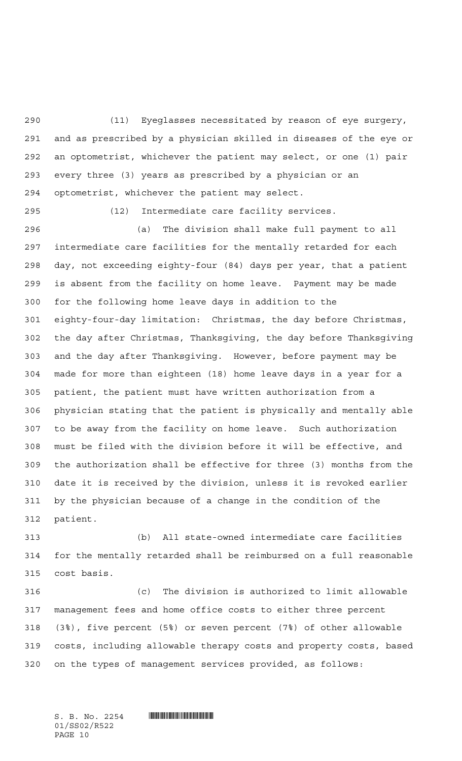(11) Eyeglasses necessitated by reason of eye surgery, and as prescribed by a physician skilled in diseases of the eye or an optometrist, whichever the patient may select, or one (1) pair every three (3) years as prescribed by a physician or an optometrist, whichever the patient may select.

(12) Intermediate care facility services.

(a) The division shall make full payment to all intermediate care facilities for the mentally retarded for each day, not exceeding eighty-four (84) days per year, that a patient is absent from the facility on home leave. Payment may be made for the following home leave days in addition to the eighty-four-day limitation: Christmas, the day before Christmas, the day after Christmas, Thanksgiving, the day before Thanksgiving and the day after Thanksgiving. However, before payment may be made for more than eighteen (18) home leave days in a year for a patient, the patient must have written authorization from a physician stating that the patient is physically and mentally able to be away from the facility on home leave. Such authorization must be filed with the division before it will be effective, and the authorization shall be effective for three (3) months from the date it is received by the division, unless it is revoked earlier by the physician because of a change in the condition of the patient.

(b) All state-owned intermediate care facilities for the mentally retarded shall be reimbursed on a full reasonable cost basis.

(c) The division is authorized to limit allowable management fees and home office costs to either three percent (3%), five percent (5%) or seven percent (7%) of other allowable costs, including allowable therapy costs and property costs, based on the types of management services provided, as follows: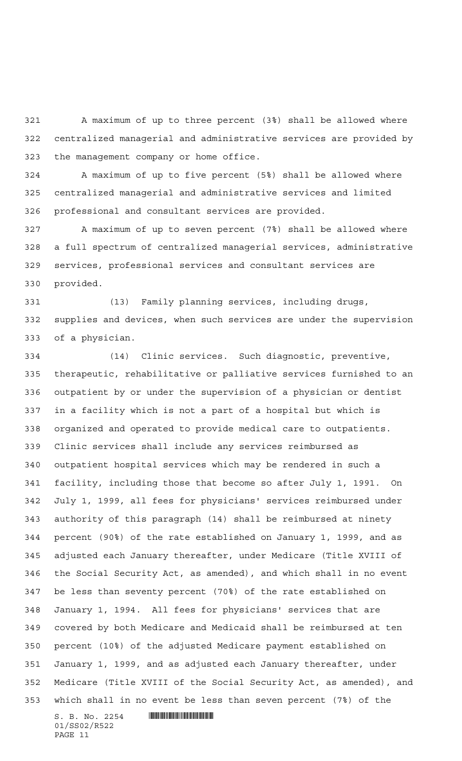A maximum of up to three percent (3%) shall be allowed where centralized managerial and administrative services are provided by the management company or home office.

A maximum of up to five percent (5%) shall be allowed where centralized managerial and administrative services and limited professional and consultant services are provided.

A maximum of up to seven percent (7%) shall be allowed where a full spectrum of centralized managerial services, administrative services, professional services and consultant services are provided.

(13) Family planning services, including drugs, supplies and devices, when such services are under the supervision of a physician.

(14) Clinic services. Such diagnostic, preventive, therapeutic, rehabilitative or palliative services furnished to an outpatient by or under the supervision of a physician or dentist in a facility which is not a part of a hospital but which is organized and operated to provide medical care to outpatients. Clinic services shall include any services reimbursed as outpatient hospital services which may be rendered in such a facility, including those that become so after July 1, 1991. On July 1, 1999, all fees for physicians' services reimbursed under authority of this paragraph (14) shall be reimbursed at ninety percent (90%) of the rate established on January 1, 1999, and as adjusted each January thereafter, under Medicare (Title XVIII of the Social Security Act, as amended), and which shall in no event be less than seventy percent (70%) of the rate established on January 1, 1994. All fees for physicians' services that are covered by both Medicare and Medicaid shall be reimbursed at ten percent (10%) of the adjusted Medicare payment established on January 1, 1999, and as adjusted each January thereafter, under Medicare (Title XVIII of the Social Security Act, as amended), and which shall in no event be less than seven percent (7%) of the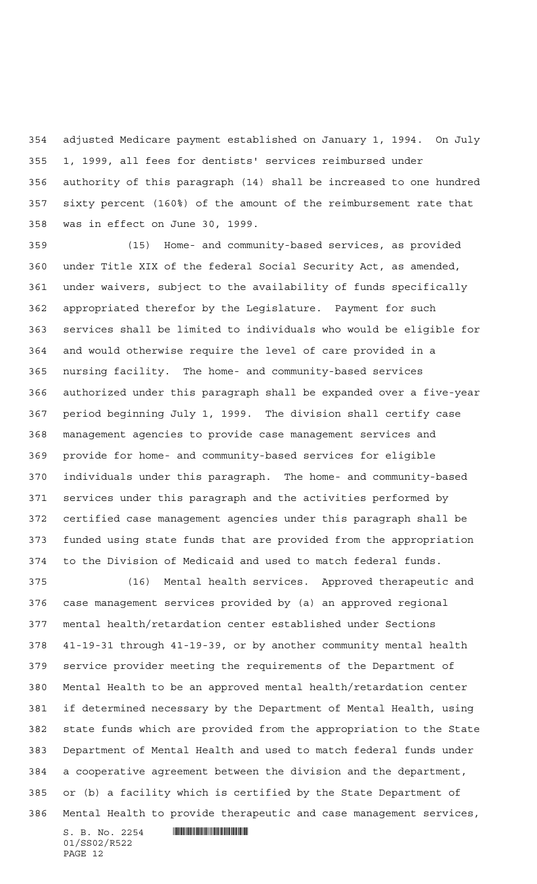adjusted Medicare payment established on January 1, 1994. On July 1, 1999, all fees for dentists' services reimbursed under authority of this paragraph (14) shall be increased to one hundred sixty percent (160%) of the amount of the reimbursement rate that was in effect on June 30, 1999.

(15) Home- and community-based services, as provided under Title XIX of the federal Social Security Act, as amended, under waivers, subject to the availability of funds specifically appropriated therefor by the Legislature. Payment for such services shall be limited to individuals who would be eligible for and would otherwise require the level of care provided in a nursing facility. The home- and community-based services authorized under this paragraph shall be expanded over a five-year period beginning July 1, 1999. The division shall certify case management agencies to provide case management services and provide for home- and community-based services for eligible individuals under this paragraph. The home- and community-based services under this paragraph and the activities performed by certified case management agencies under this paragraph shall be funded using state funds that are provided from the appropriation to the Division of Medicaid and used to match federal funds.

(16) Mental health services. Approved therapeutic and case management services provided by (a) an approved regional mental health/retardation center established under Sections 41-19-31 through 41-19-39, or by another community mental health service provider meeting the requirements of the Department of Mental Health to be an approved mental health/retardation center if determined necessary by the Department of Mental Health, using state funds which are provided from the appropriation to the State Department of Mental Health and used to match federal funds under a cooperative agreement between the division and the department, or (b) a facility which is certified by the State Department of Mental Health to provide therapeutic and case management services,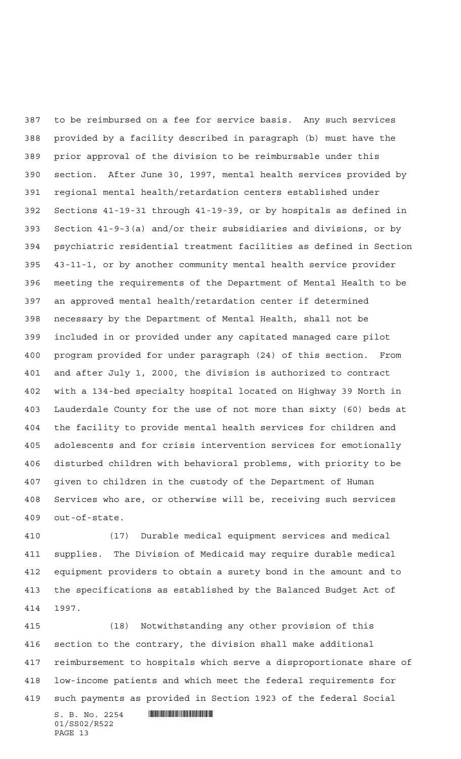to be reimbursed on a fee for service basis. Any such services provided by a facility described in paragraph (b) must have the prior approval of the division to be reimbursable under this section. After June 30, 1997, mental health services provided by regional mental health/retardation centers established under Sections 41-19-31 through 41-19-39, or by hospitals as defined in Section 41-9-3(a) and/or their subsidiaries and divisions, or by psychiatric residential treatment facilities as defined in Section 43-11-1, or by another community mental health service provider meeting the requirements of the Department of Mental Health to be an approved mental health/retardation center if determined necessary by the Department of Mental Health, shall not be included in or provided under any capitated managed care pilot program provided for under paragraph (24) of this section. From and after July 1, 2000, the division is authorized to contract with a 134-bed specialty hospital located on Highway 39 North in Lauderdale County for the use of not more than sixty (60) beds at the facility to provide mental health services for children and adolescents and for crisis intervention services for emotionally disturbed children with behavioral problems, with priority to be given to children in the custody of the Department of Human Services who are, or otherwise will be, receiving such services out-of-state.

(17) Durable medical equipment services and medical supplies. The Division of Medicaid may require durable medical equipment providers to obtain a surety bond in the amount and to the specifications as established by the Balanced Budget Act of 1997.

(18) Notwithstanding any other provision of this section to the contrary, the division shall make additional reimbursement to hospitals which serve a disproportionate share of low-income patients and which meet the federal requirements for such payments as provided in Section 1923 of the federal Social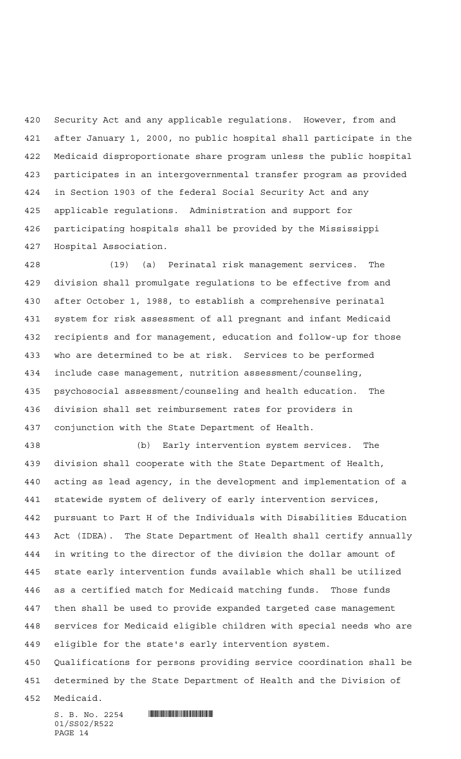Security Act and any applicable regulations. However, from and after January 1, 2000, no public hospital shall participate in the Medicaid disproportionate share program unless the public hospital participates in an intergovernmental transfer program as provided in Section 1903 of the federal Social Security Act and any applicable regulations. Administration and support for participating hospitals shall be provided by the Mississippi Hospital Association.

(19) (a) Perinatal risk management services. The division shall promulgate regulations to be effective from and after October 1, 1988, to establish a comprehensive perinatal system for risk assessment of all pregnant and infant Medicaid recipients and for management, education and follow-up for those who are determined to be at risk. Services to be performed include case management, nutrition assessment/counseling, psychosocial assessment/counseling and health education. The division shall set reimbursement rates for providers in conjunction with the State Department of Health.

(b) Early intervention system services. The division shall cooperate with the State Department of Health, acting as lead agency, in the development and implementation of a statewide system of delivery of early intervention services, pursuant to Part H of the Individuals with Disabilities Education Act (IDEA). The State Department of Health shall certify annually in writing to the director of the division the dollar amount of state early intervention funds available which shall be utilized as a certified match for Medicaid matching funds. Those funds then shall be used to provide expanded targeted case management services for Medicaid eligible children with special needs who are eligible for the state's early intervention system. Qualifications for persons providing service coordination shall be determined by the State Department of Health and the Division of Medicaid.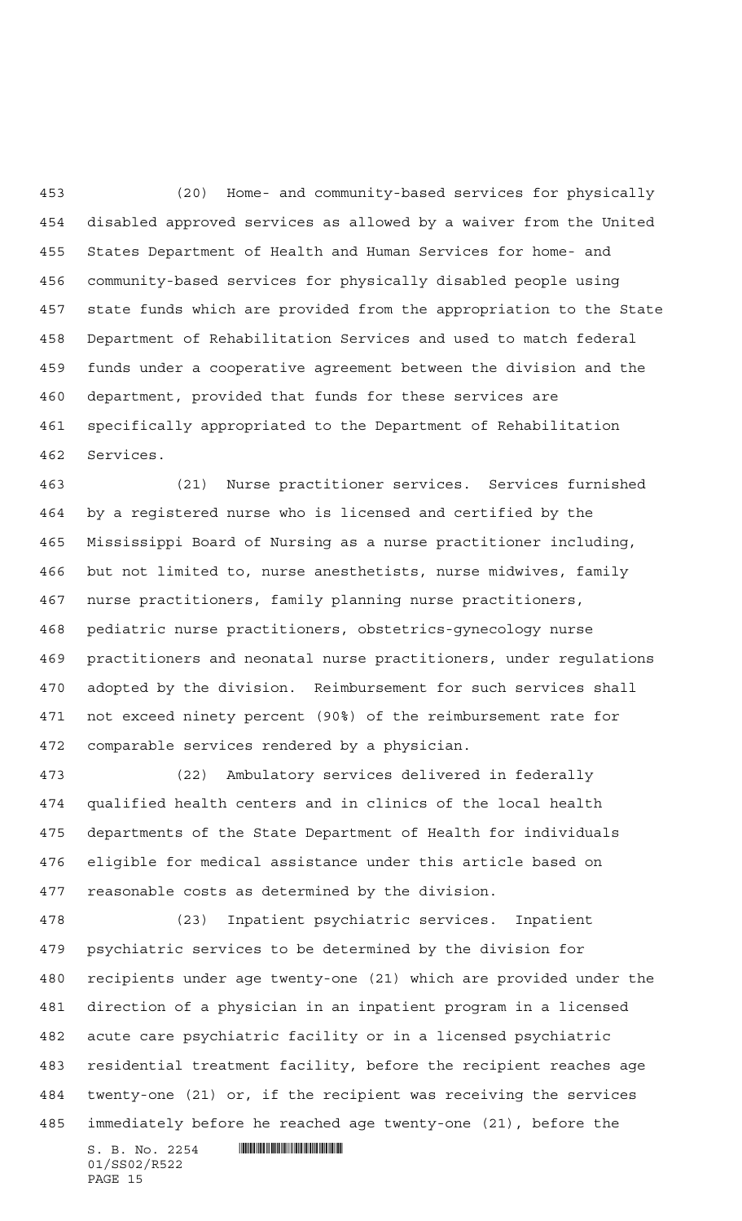(20) Home- and community-based services for physically disabled approved services as allowed by a waiver from the United States Department of Health and Human Services for home- and community-based services for physically disabled people using state funds which are provided from the appropriation to the State Department of Rehabilitation Services and used to match federal funds under a cooperative agreement between the division and the department, provided that funds for these services are specifically appropriated to the Department of Rehabilitation Services.

(21) Nurse practitioner services. Services furnished by a registered nurse who is licensed and certified by the Mississippi Board of Nursing as a nurse practitioner including, but not limited to, nurse anesthetists, nurse midwives, family nurse practitioners, family planning nurse practitioners, pediatric nurse practitioners, obstetrics-gynecology nurse practitioners and neonatal nurse practitioners, under regulations adopted by the division. Reimbursement for such services shall not exceed ninety percent (90%) of the reimbursement rate for comparable services rendered by a physician.

(22) Ambulatory services delivered in federally qualified health centers and in clinics of the local health departments of the State Department of Health for individuals eligible for medical assistance under this article based on reasonable costs as determined by the division.

(23) Inpatient psychiatric services. Inpatient psychiatric services to be determined by the division for recipients under age twenty-one (21) which are provided under the direction of a physician in an inpatient program in a licensed acute care psychiatric facility or in a licensed psychiatric residential treatment facility, before the recipient reaches age twenty-one (21) or, if the recipient was receiving the services immediately before he reached age twenty-one (21), before the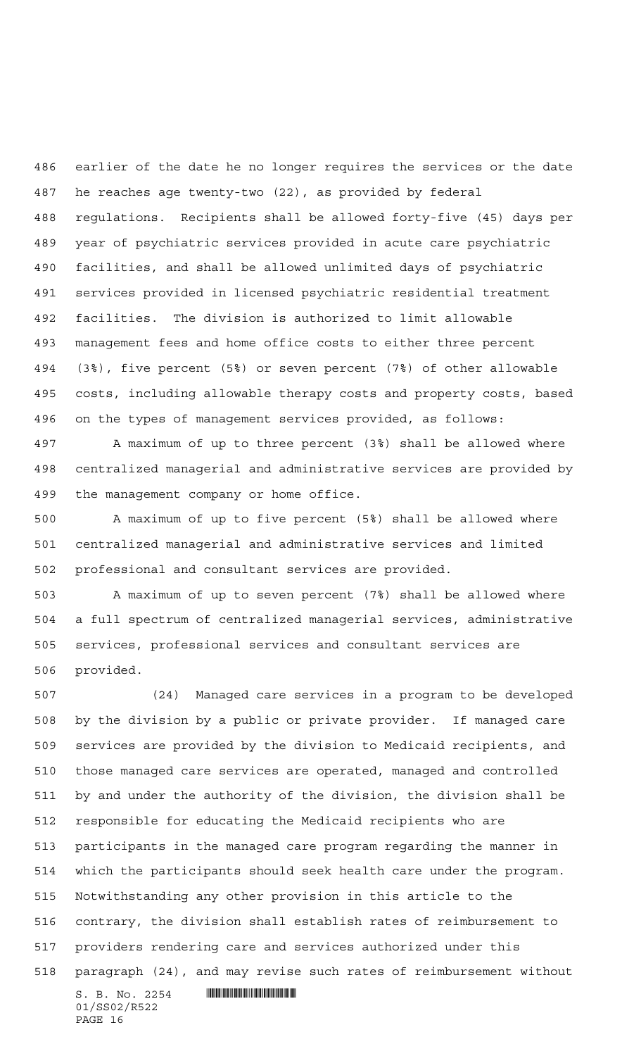earlier of the date he no longer requires the services or the date he reaches age twenty-two (22), as provided by federal regulations. Recipients shall be allowed forty-five (45) days per year of psychiatric services provided in acute care psychiatric facilities, and shall be allowed unlimited days of psychiatric services provided in licensed psychiatric residential treatment facilities. The division is authorized to limit allowable management fees and home office costs to either three percent (3%), five percent (5%) or seven percent (7%) of other allowable costs, including allowable therapy costs and property costs, based on the types of management services provided, as follows:

A maximum of up to three percent (3%) shall be allowed where centralized managerial and administrative services are provided by the management company or home office.

A maximum of up to five percent (5%) shall be allowed where centralized managerial and administrative services and limited professional and consultant services are provided.

A maximum of up to seven percent (7%) shall be allowed where a full spectrum of centralized managerial services, administrative services, professional services and consultant services are provided.

(24) Managed care services in a program to be developed by the division by a public or private provider. If managed care services are provided by the division to Medicaid recipients, and those managed care services are operated, managed and controlled by and under the authority of the division, the division shall be responsible for educating the Medicaid recipients who are participants in the managed care program regarding the manner in which the participants should seek health care under the program. Notwithstanding any other provision in this article to the contrary, the division shall establish rates of reimbursement to providers rendering care and services authorized under this paragraph (24), and may revise such rates of reimbursement without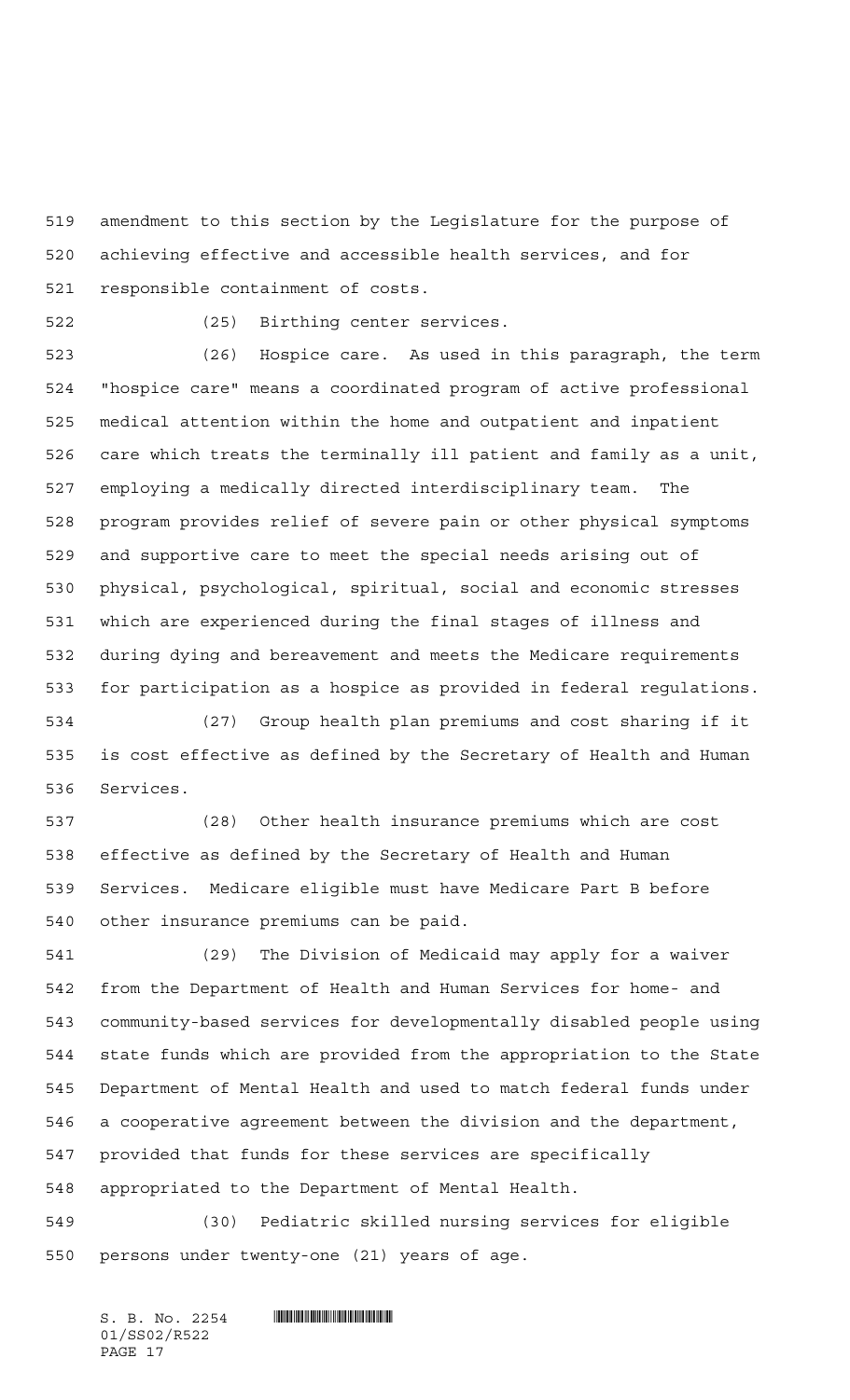amendment to this section by the Legislature for the purpose of achieving effective and accessible health services, and for responsible containment of costs.

(25) Birthing center services.

(26) Hospice care. As used in this paragraph, the term "hospice care" means a coordinated program of active professional medical attention within the home and outpatient and inpatient care which treats the terminally ill patient and family as a unit, employing a medically directed interdisciplinary team. The program provides relief of severe pain or other physical symptoms and supportive care to meet the special needs arising out of physical, psychological, spiritual, social and economic stresses which are experienced during the final stages of illness and during dying and bereavement and meets the Medicare requirements for participation as a hospice as provided in federal regulations.

(27) Group health plan premiums and cost sharing if it is cost effective as defined by the Secretary of Health and Human Services.

(28) Other health insurance premiums which are cost effective as defined by the Secretary of Health and Human Services. Medicare eligible must have Medicare Part B before other insurance premiums can be paid.

(29) The Division of Medicaid may apply for a waiver from the Department of Health and Human Services for home- and community-based services for developmentally disabled people using state funds which are provided from the appropriation to the State Department of Mental Health and used to match federal funds under a cooperative agreement between the division and the department, provided that funds for these services are specifically appropriated to the Department of Mental Health.

(30) Pediatric skilled nursing services for eligible persons under twenty-one (21) years of age.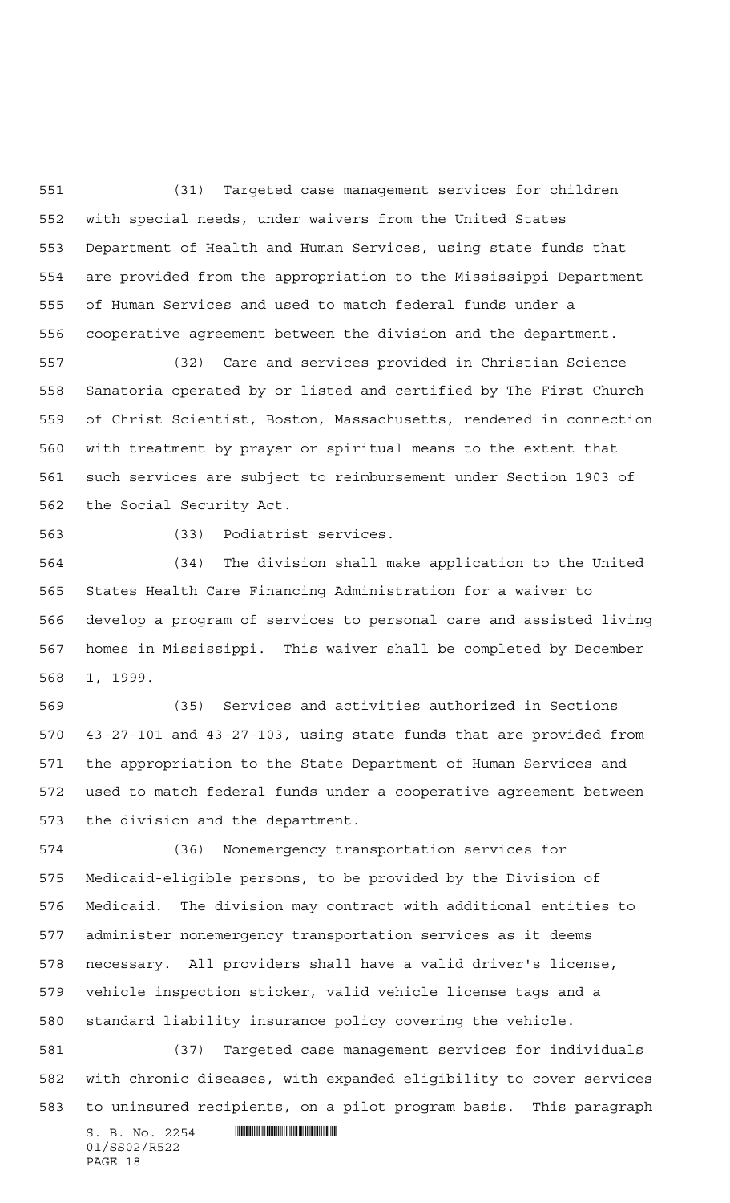(31) Targeted case management services for children with special needs, under waivers from the United States Department of Health and Human Services, using state funds that are provided from the appropriation to the Mississippi Department of Human Services and used to match federal funds under a cooperative agreement between the division and the department.

(32) Care and services provided in Christian Science Sanatoria operated by or listed and certified by The First Church of Christ Scientist, Boston, Massachusetts, rendered in connection with treatment by prayer or spiritual means to the extent that such services are subject to reimbursement under Section 1903 of the Social Security Act.

(33) Podiatrist services.

(34) The division shall make application to the United States Health Care Financing Administration for a waiver to develop a program of services to personal care and assisted living homes in Mississippi. This waiver shall be completed by December 1, 1999.

(35) Services and activities authorized in Sections 43-27-101 and 43-27-103, using state funds that are provided from the appropriation to the State Department of Human Services and used to match federal funds under a cooperative agreement between the division and the department.

(36) Nonemergency transportation services for Medicaid-eligible persons, to be provided by the Division of Medicaid. The division may contract with additional entities to administer nonemergency transportation services as it deems necessary. All providers shall have a valid driver's license, vehicle inspection sticker, valid vehicle license tags and a standard liability insurance policy covering the vehicle.

(37) Targeted case management services for individuals with chronic diseases, with expanded eligibility to cover services to uninsured recipients, on a pilot program basis. This paragraph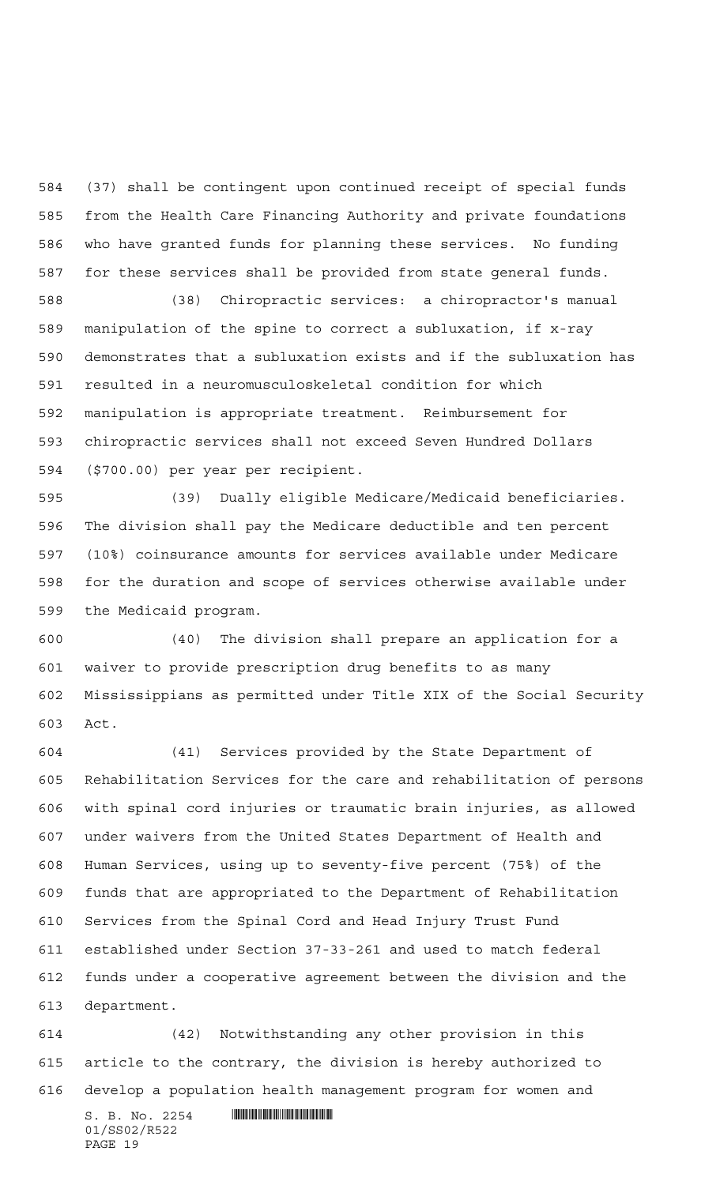(37) shall be contingent upon continued receipt of special funds from the Health Care Financing Authority and private foundations who have granted funds for planning these services. No funding for these services shall be provided from state general funds.

(38) Chiropractic services: a chiropractor's manual manipulation of the spine to correct a subluxation, if x-ray demonstrates that a subluxation exists and if the subluxation has resulted in a neuromusculoskeletal condition for which manipulation is appropriate treatment. Reimbursement for chiropractic services shall not exceed Seven Hundred Dollars ($700.00) per year per recipient.

(39) Dually eligible Medicare/Medicaid beneficiaries. The division shall pay the Medicare deductible and ten percent (10%) coinsurance amounts for services available under Medicare for the duration and scope of services otherwise available under the Medicaid program.

(40) The division shall prepare an application for a waiver to provide prescription drug benefits to as many Mississippians as permitted under Title XIX of the Social Security Act.

(41) Services provided by the State Department of Rehabilitation Services for the care and rehabilitation of persons with spinal cord injuries or traumatic brain injuries, as allowed under waivers from the United States Department of Health and Human Services, using up to seventy-five percent (75%) of the funds that are appropriated to the Department of Rehabilitation Services from the Spinal Cord and Head Injury Trust Fund established under Section 37-33-261 and used to match federal funds under a cooperative agreement between the division and the department.

(42) Notwithstanding any other provision in this article to the contrary, the division is hereby authorized to develop a population health management program for women and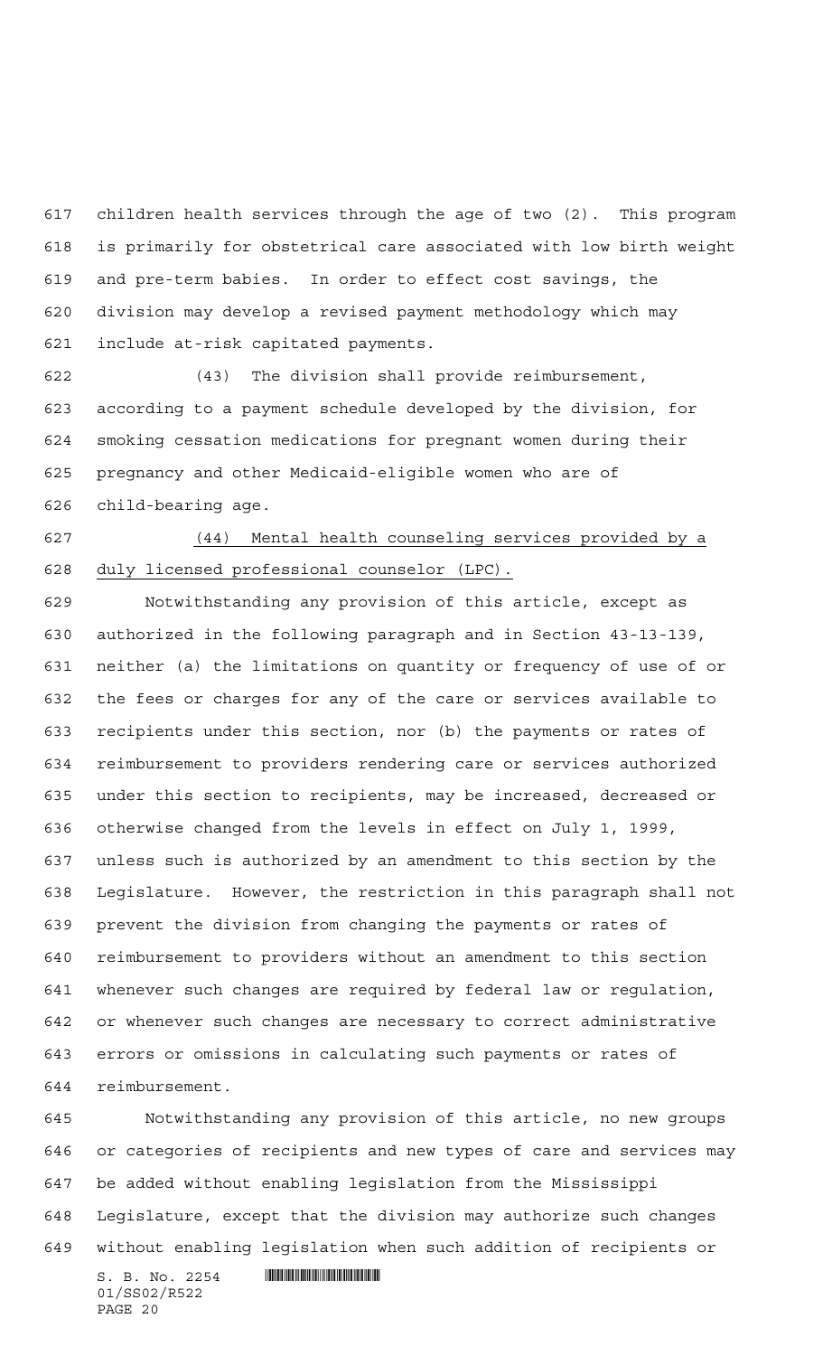children health services through the age of two (2). This program is primarily for obstetrical care associated with low birth weight and pre-term babies. In order to effect cost savings, the division may develop a revised payment methodology which may include at-risk capitated payments.

(43) The division shall provide reimbursement, according to a payment schedule developed by the division, for smoking cessation medications for pregnant women during their pregnancy and other Medicaid-eligible women who are of child-bearing age.

<u>(44) Mental health counseling services provided by a duly licensed professional counselor (LPC).</u>

Notwithstanding any provision of this article, except as authorized in the following paragraph and in Section 43-13-139, neither (a) the limitations on quantity or frequency of use of or the fees or charges for any of the care or services available to recipients under this section, nor (b) the payments or rates of reimbursement to providers rendering care or services authorized under this section to recipients, may be increased, decreased or otherwise changed from the levels in effect on July 1, 1999, unless such is authorized by an amendment to this section by the Legislature. However, the restriction in this paragraph shall not prevent the division from changing the payments or rates of reimbursement to providers without an amendment to this section whenever such changes are required by federal law or regulation, or whenever such changes are necessary to correct administrative errors or omissions in calculating such payments or rates of reimbursement.

Notwithstanding any provision of this article, no new groups or categories of recipients and new types of care and services may be added without enabling legislation from the Mississippi Legislature, except that the division may authorize such changes without enabling legislation when such addition of recipients or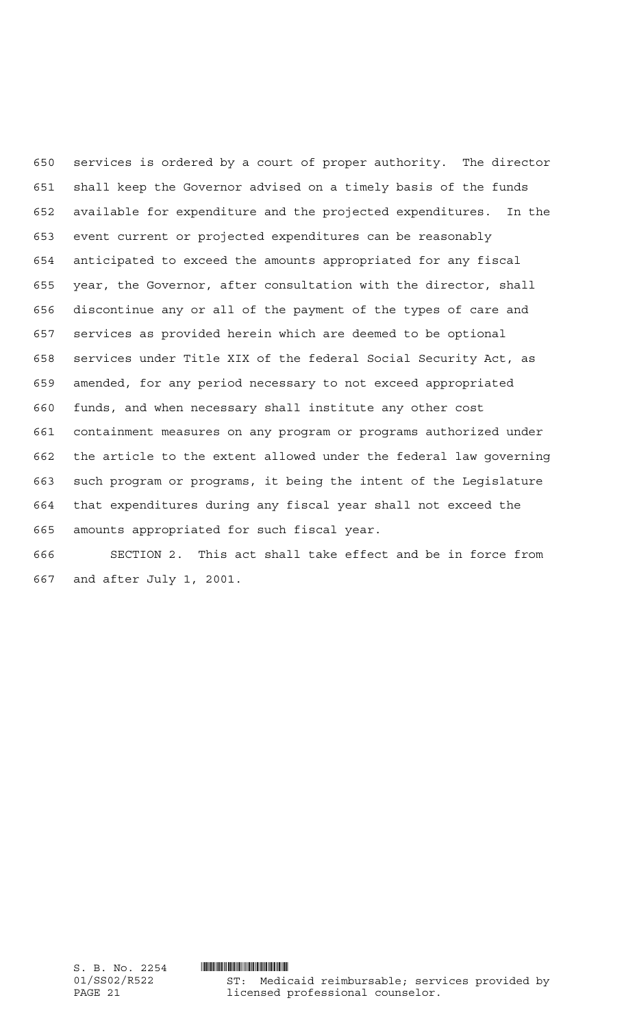services is ordered by a court of proper authority. The director shall keep the Governor advised on a timely basis of the funds available for expenditure and the projected expenditures. In the event current or projected expenditures can be reasonably anticipated to exceed the amounts appropriated for any fiscal year, the Governor, after consultation with the director, shall discontinue any or all of the payment of the types of care and services as provided herein which are deemed to be optional services under Title XIX of the federal Social Security Act, as amended, for any period necessary to not exceed appropriated funds, and when necessary shall institute any other cost containment measures on any program or programs authorized under the article to the extent allowed under the federal law governing such program or programs, it being the intent of the Legislature that expenditures during any fiscal year shall not exceed the amounts appropriated for such fiscal year.

SECTION 2. This act shall take effect and be in force from and after July 1, 2001.

ST: Medicaid reimbursable; services provided by licensed professional counselor.